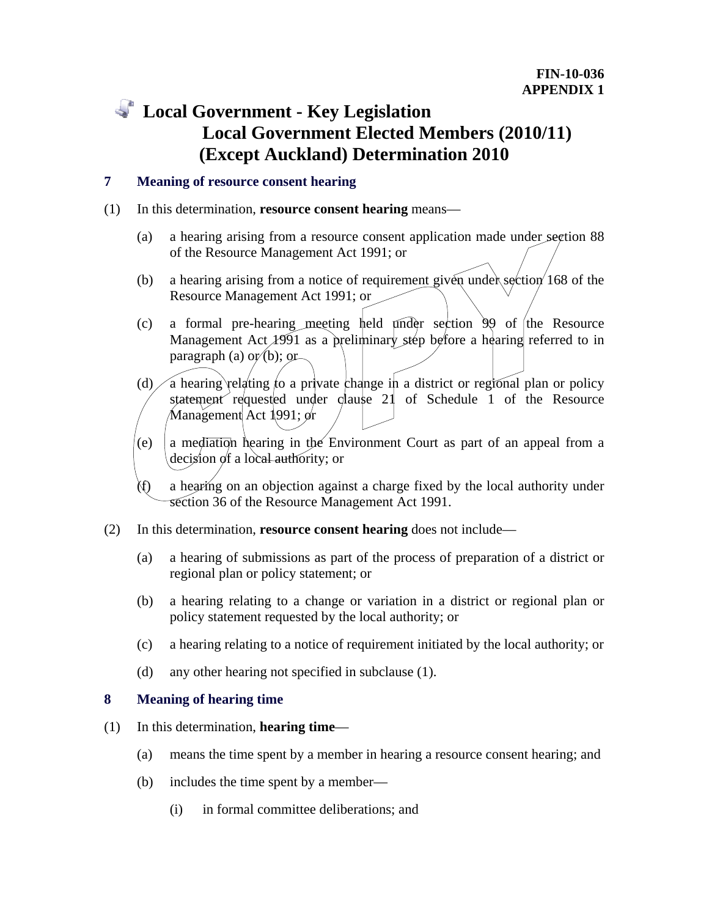**FIN-10-036**
**APPENDIX 1**

# Local Government - Key Legislation

## Local Government Elected Members (2010/11) (Except Auckland) Determination 2010

### 7 Meaning of resource consent hearing

(1) In this determination, **resource consent hearing** means—

(a) a hearing arising from a resource consent application made under section 88 of the Resource Management Act 1991; or

(b) a hearing arising from a notice of requirement given under section 168 of the Resource Management Act 1991; or

(c) a formal pre-hearing meeting held under section 99 of the Resource Management Act 1991 as a preliminary step before a hearing referred to in paragraph (a) or (b); or

(d) a hearing relating to a private change in a district or regional plan or policy statement requested under clause 21 of Schedule 1 of the Resource Management Act 1991; or

(e) a mediation hearing in the Environment Court as part of an appeal from a decision of a local authority; or

(f) a hearing on an objection against a charge fixed by the local authority under section 36 of the Resource Management Act 1991.

(2) In this determination, **resource consent hearing** does not include—

(a) a hearing of submissions as part of the process of preparation of a district or regional plan or policy statement; or

(b) a hearing relating to a change or variation in a district or regional plan or policy statement requested by the local authority; or

(c) a hearing relating to a notice of requirement initiated by the local authority; or

(d) any other hearing not specified in subclause (1).

### 8 Meaning of hearing time

(1) In this determination, **hearing time**—

(a) means the time spent by a member in hearing a resource consent hearing; and

(b) includes the time spent by a member—

(i) in formal committee deliberations; and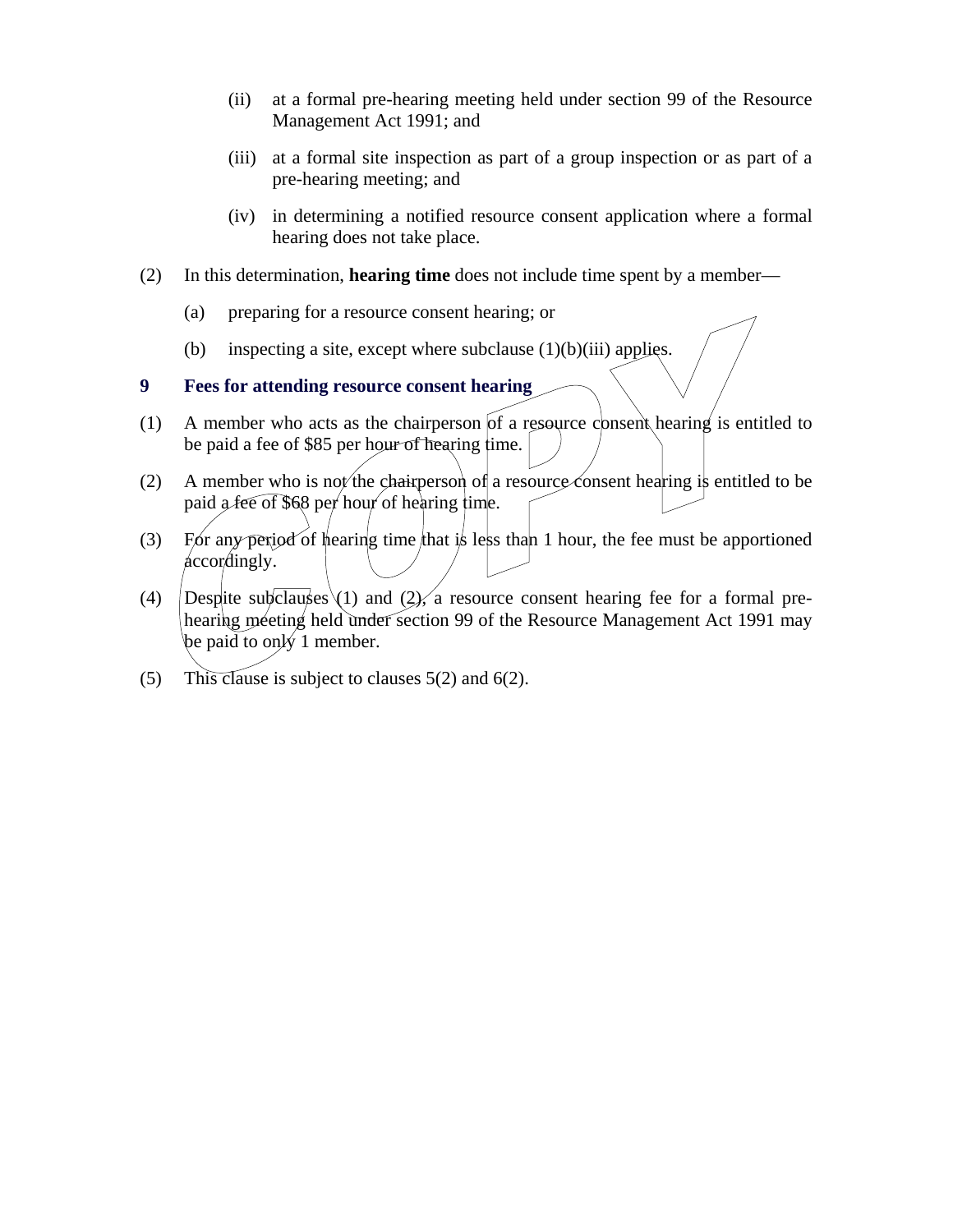(ii) at a formal pre-hearing meeting held under section 99 of the Resource Management Act 1991; and

(iii) at a formal site inspection as part of a group inspection or as part of a pre-hearing meeting; and

(iv) in determining a notified resource consent application where a formal hearing does not take place.

(2) In this determination, **hearing time** does not include time spent by a member—

(a) preparing for a resource consent hearing; or

(b) inspecting a site, except where subclause (1)(b)(iii) applies.

### 9 Fees for attending resource consent hearing

(1) A member who acts as the chairperson of a resource consent hearing is entitled to be paid a fee of $85 per hour of hearing time.

(2) A member who is not the chairperson of a resource consent hearing is entitled to be paid a fee of $68 per hour of hearing time.

(3) For any period of hearing time that is less than 1 hour, the fee must be apportioned accordingly.

(4) Despite subclauses (1) and (2), a resource consent hearing fee for a formal pre-hearing meeting held under section 99 of the Resource Management Act 1991 may be paid to only 1 member.

(5) This clause is subject to clauses 5(2) and 6(2).